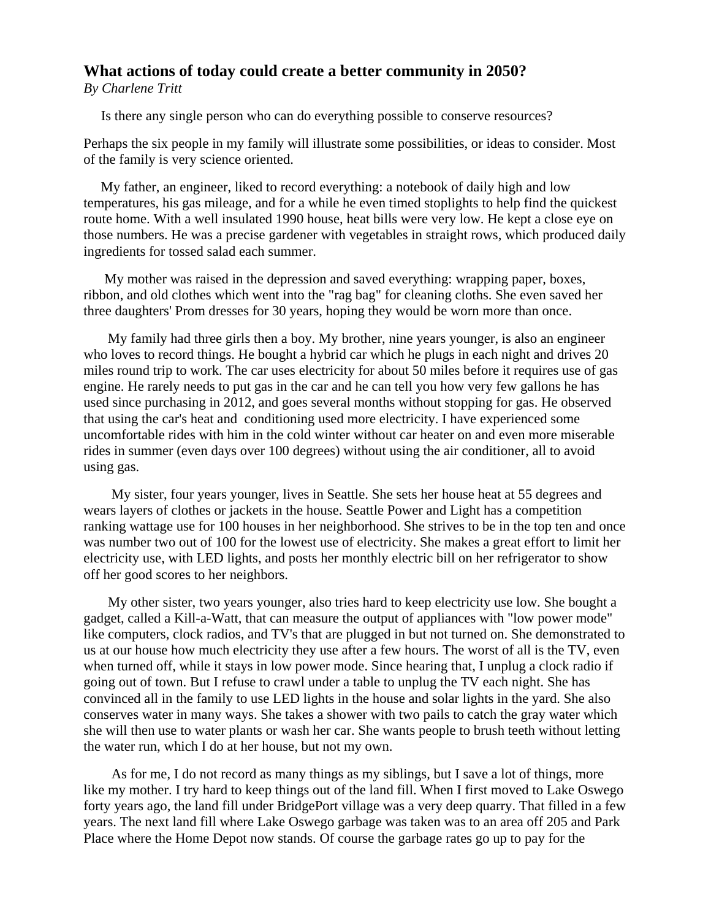## What actions of today could create a better community in 2050?

*By Charlene Tritt*

Is there any single person who can do everything possible to conserve resources?

Perhaps the six people in my family will illustrate some possibilities, or ideas to consider. Most of the family is very science oriented.

My father, an engineer, liked to record everything: a notebook of daily high and low temperatures, his gas mileage, and for a while he even timed stoplights to help find the quickest route home. With a well insulated 1990 house, heat bills were very low. He kept a close eye on those numbers. He was a precise gardener with vegetables in straight rows, which produced daily ingredients for tossed salad each summer.

My mother was raised in the depression and saved everything: wrapping paper, boxes, ribbon, and old clothes which went into the "rag bag" for cleaning cloths. She even saved her three daughters' Prom dresses for 30 years, hoping they would be worn more than once.

My family had three girls then a boy. My brother, nine years younger, is also an engineer who loves to record things. He bought a hybrid car which he plugs in each night and drives 20 miles round trip to work. The car uses electricity for about 50 miles before it requires use of gas engine. He rarely needs to put gas in the car and he can tell you how very few gallons he has used since purchasing in 2012, and goes several months without stopping for gas. He observed that using the car's heat and conditioning used more electricity. I have experienced some uncomfortable rides with him in the cold winter without car heater on and even more miserable rides in summer (even days over 100 degrees) without using the air conditioner, all to avoid using gas.

My sister, four years younger, lives in Seattle. She sets her house heat at 55 degrees and wears layers of clothes or jackets in the house. Seattle Power and Light has a competition ranking wattage use for 100 houses in her neighborhood. She strives to be in the top ten and once was number two out of 100 for the lowest use of electricity. She makes a great effort to limit her electricity use, with LED lights, and posts her monthly electric bill on her refrigerator to show off her good scores to her neighbors.

My other sister, two years younger, also tries hard to keep electricity use low. She bought a gadget, called a Kill-a-Watt, that can measure the output of appliances with "low power mode" like computers, clock radios, and TV's that are plugged in but not turned on. She demonstrated to us at our house how much electricity they use after a few hours. The worst of all is the TV, even when turned off, while it stays in low power mode. Since hearing that, I unplug a clock radio if going out of town. But I refuse to crawl under a table to unplug the TV each night. She has convinced all in the family to use LED lights in the house and solar lights in the yard. She also conserves water in many ways. She takes a shower with two pails to catch the gray water which she will then use to water plants or wash her car. She wants people to brush teeth without letting the water run, which I do at her house, but not my own.

As for me, I do not record as many things as my siblings, but I save a lot of things, more like my mother. I try hard to keep things out of the land fill. When I first moved to Lake Oswego forty years ago, the land fill under BridgePort village was a very deep quarry. That filled in a few years. The next land fill where Lake Oswego garbage was taken was to an area off 205 and Park Place where the Home Depot now stands. Of course the garbage rates go up to pay for the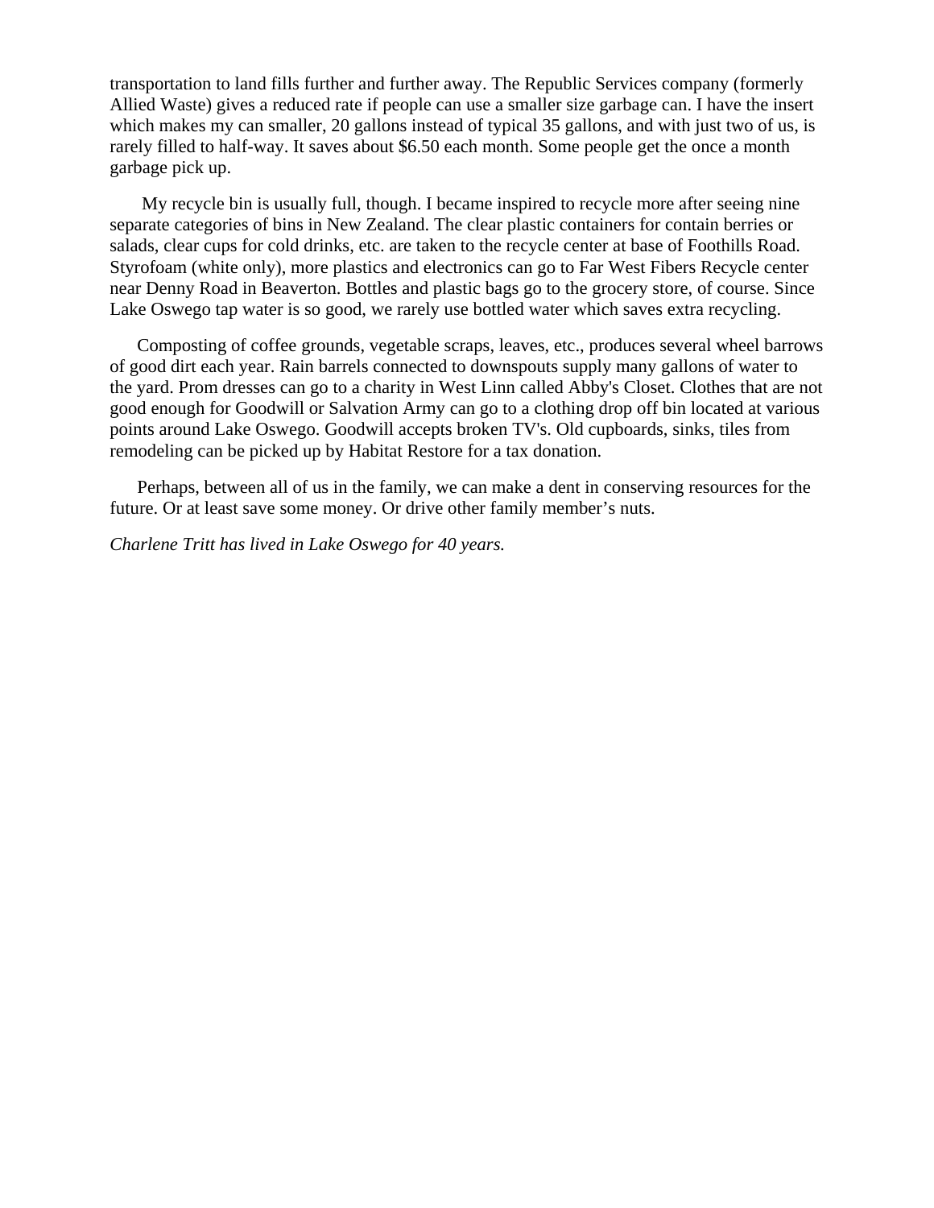transportation to land fills further and further away. The Republic Services company (formerly Allied Waste) gives a reduced rate if people can use a smaller size garbage can. I have the insert which makes my can smaller, 20 gallons instead of typical 35 gallons, and with just two of us, is rarely filled to half-way. It saves about $6.50 each month. Some people get the once a month garbage pick up.

My recycle bin is usually full, though. I became inspired to recycle more after seeing nine separate categories of bins in New Zealand. The clear plastic containers for contain berries or salads, clear cups for cold drinks, etc. are taken to the recycle center at base of Foothills Road. Styrofoam (white only), more plastics and electronics can go to Far West Fibers Recycle center near Denny Road in Beaverton. Bottles and plastic bags go to the grocery store, of course. Since Lake Oswego tap water is so good, we rarely use bottled water which saves extra recycling.

Composting of coffee grounds, vegetable scraps, leaves, etc., produces several wheel barrows of good dirt each year. Rain barrels connected to downspouts supply many gallons of water to the yard. Prom dresses can go to a charity in West Linn called Abby's Closet. Clothes that are not good enough for Goodwill or Salvation Army can go to a clothing drop off bin located at various points around Lake Oswego. Goodwill accepts broken TV's. Old cupboards, sinks, tiles from remodeling can be picked up by Habitat Restore for a tax donation.

Perhaps, between all of us in the family, we can make a dent in conserving resources for the future. Or at least save some money. Or drive other family member's nuts.

*Charlene Tritt has lived in Lake Oswego for 40 years.*